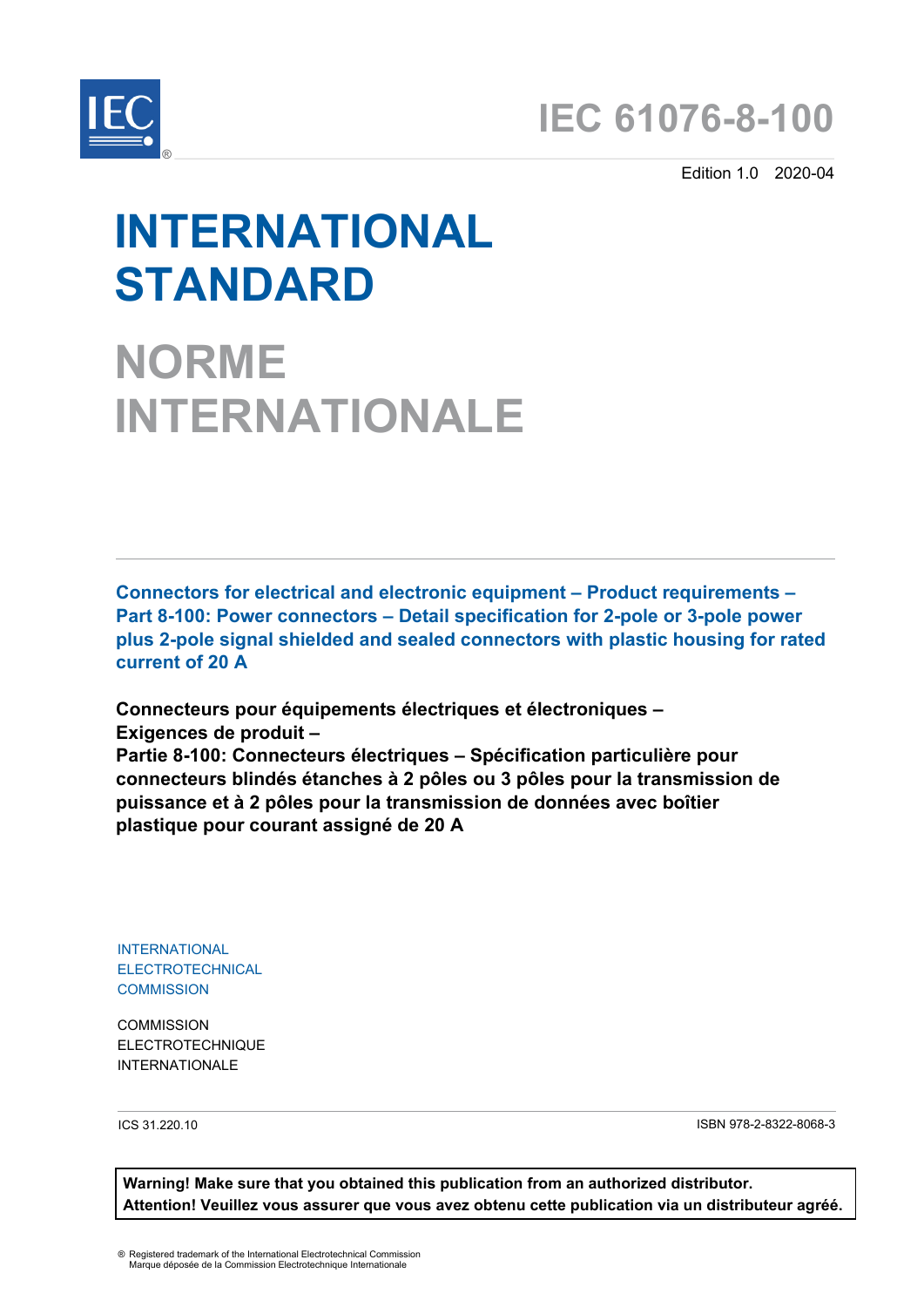# IEC 61076-8-100

Edition 1.0 2020-04

# INTERNATIONAL STANDARD

# NORME INTERNATIONALE

**Connectors for electrical and electronic equipment – Product requirements – Part 8-100: Power connectors – Detail specification for 2-pole or 3-pole power plus 2-pole signal shielded and sealed connectors with plastic housing for rated current of 20 A**

**Connecteurs pour équipements électriques et électroniques – Exigences de produit – Partie 8-100: Connecteurs électriques – Spécification particulière pour connecteurs blindés étanches à 2 pôles ou 3 pôles pour la transmission de puissance et à 2 pôles pour la transmission de données avec boîtier plastique pour courant assigné de 20 A**

INTERNATIONAL ELECTROTECHNICAL COMMISSION

COMMISSION ELECTROTECHNIQUE INTERNATIONALE

ICS 31.220.10

ISBN 978-2-8322-8068-3

**Warning! Make sure that you obtained this publication from an authorized distributor.**
**Attention! Veuillez vous assurer que vous avez obtenu cette publication via un distributeur agréé.**

® Registered trademark of the International Electrotechnical Commission
Marque déposée de la Commission Electrotechnique Internationale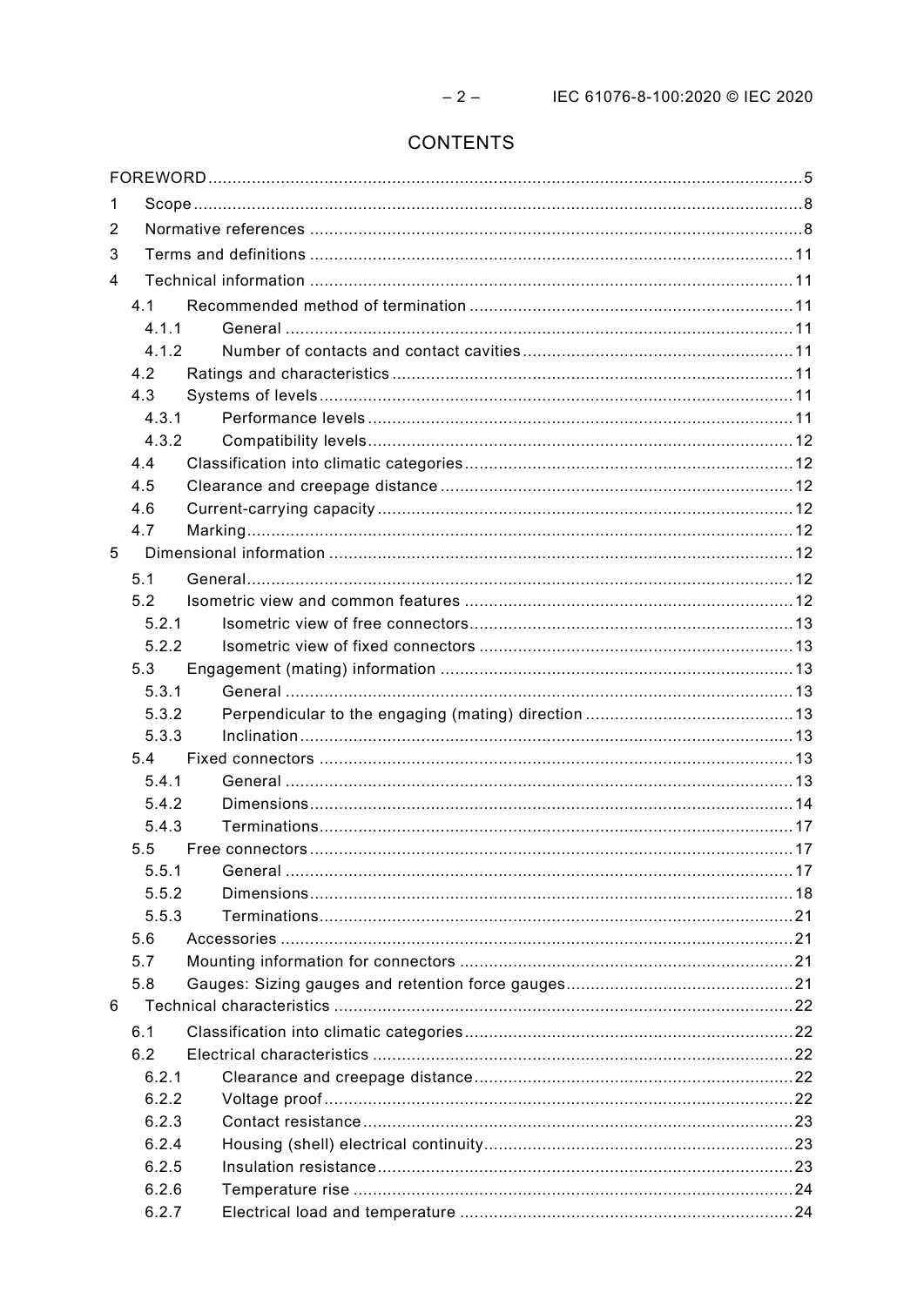# CONTENTS

FOREWORD ..... 5

1 Scope ..... 8

2 Normative references ..... 8

3 Terms and definitions ..... 11

4 Technical information ..... 11

4.1 Recommended method of termination ..... 11

4.1.1 General ..... 11

4.1.2 Number of contacts and contact cavities ..... 11

4.2 Ratings and characteristics ..... 11

4.3 Systems of levels ..... 11

4.3.1 Performance levels ..... 11

4.3.2 Compatibility levels ..... 12

4.4 Classification into climatic categories ..... 12

4.5 Clearance and creepage distance ..... 12

4.6 Current-carrying capacity ..... 12

4.7 Marking ..... 12

5 Dimensional information ..... 12

5.1 General ..... 12

5.2 Isometric view and common features ..... 12

5.2.1 Isometric view of free connectors ..... 13

5.2.2 Isometric view of fixed connectors ..... 13

5.3 Engagement (mating) information ..... 13

5.3.1 General ..... 13

5.3.2 Perpendicular to the engaging (mating) direction ..... 13

5.3.3 Inclination ..... 13

5.4 Fixed connectors ..... 13

5.4.1 General ..... 13

5.4.2 Dimensions ..... 14

5.4.3 Terminations ..... 17

5.5 Free connectors ..... 17

5.5.1 General ..... 17

5.5.2 Dimensions ..... 18

5.5.3 Terminations ..... 21

5.6 Accessories ..... 21

5.7 Mounting information for connectors ..... 21

5.8 Gauges: Sizing gauges and retention force gauges ..... 21

6 Technical characteristics ..... 22

6.1 Classification into climatic categories ..... 22

6.2 Electrical characteristics ..... 22

6.2.1 Clearance and creepage distance ..... 22

6.2.2 Voltage proof ..... 22

6.2.3 Contact resistance ..... 23

6.2.4 Housing (shell) electrical continuity ..... 23

6.2.5 Insulation resistance ..... 23

6.2.6 Temperature rise ..... 24

6.2.7 Electrical load and temperature ..... 24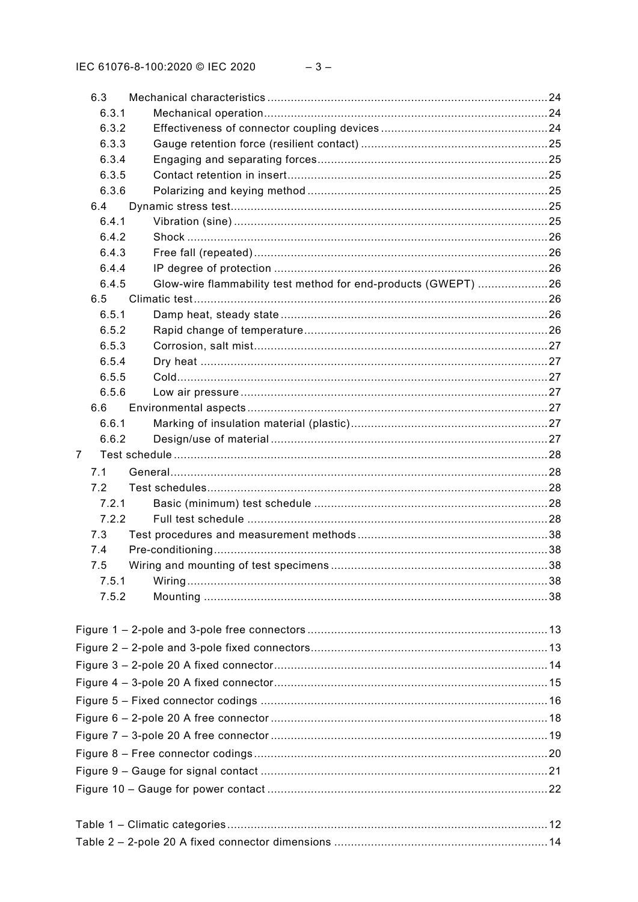6.3 Mechanical characteristics ....................................................................................24
6.3.1 Mechanical operation....................................................................................24
6.3.2 Effectiveness of connector coupling devices .................................................24
6.3.3 Gauge retention force (resilient contact) .......................................................25
6.3.4 Engaging and separating forces....................................................................25
6.3.5 Contact retention in insert.............................................................................25
6.3.6 Polarizing and keying method .......................................................................25
6.4 Dynamic stress test...............................................................................................25
6.4.1 Vibration (sine) .............................................................................................25
6.4.2 Shock ...........................................................................................................26
6.4.3 Free fall (repeated) .......................................................................................26
6.4.4 IP degree of protection .................................................................................26
6.4.5 Glow-wire flammability test method for end-products (GWEPT) .....................26
6.5 Climatic test..........................................................................................................26
6.5.1 Damp heat, steady state ...............................................................................26
6.5.2 Rapid change of temperature........................................................................26
6.5.3 Corrosion, salt mist.......................................................................................27
6.5.4 Dry heat .......................................................................................................27
6.5.5 Cold..............................................................................................................27
6.5.6 Low air pressure ...........................................................................................27
6.6 Environmental aspects..........................................................................................27
6.6.1 Marking of insulation material (plastic)..........................................................27
6.6.2 Design/use of material ..................................................................................27
7 Test schedule ...............................................................................................................28
7.1 General.................................................................................................................28
7.2 Test schedules......................................................................................................28
7.2.1 Basic (minimum) test schedule .....................................................................28
7.2.2 Full test schedule .........................................................................................28
7.3 Test procedures and measurement methods .........................................................38
7.4 Pre-conditioning....................................................................................................38
7.5 Wiring and mounting of test specimens ................................................................38
7.5.1 Wiring...........................................................................................................38
7.5.2 Mounting ......................................................................................................38

Figure 1 – 2-pole and 3-pole free connectors .......................................................................13
Figure 2 – 2-pole and 3-pole fixed connectors......................................................................13
Figure 3 – 2-pole 20 A fixed connector.................................................................................14
Figure 4 – 3-pole 20 A fixed connector.................................................................................15
Figure 5 – Fixed connector codings .....................................................................................16
Figure 6 – 2-pole 20 A free connector ..................................................................................18
Figure 7 – 3-pole 20 A free connector ..................................................................................19
Figure 8 – Free connector codings.......................................................................................20
Figure 9 – Gauge for signal contact .....................................................................................21
Figure 10 – Gauge for power contact ...................................................................................22

Table 1 – Climatic categories...............................................................................................12
Table 2 – 2-pole 20 A fixed connector dimensions ...............................................................14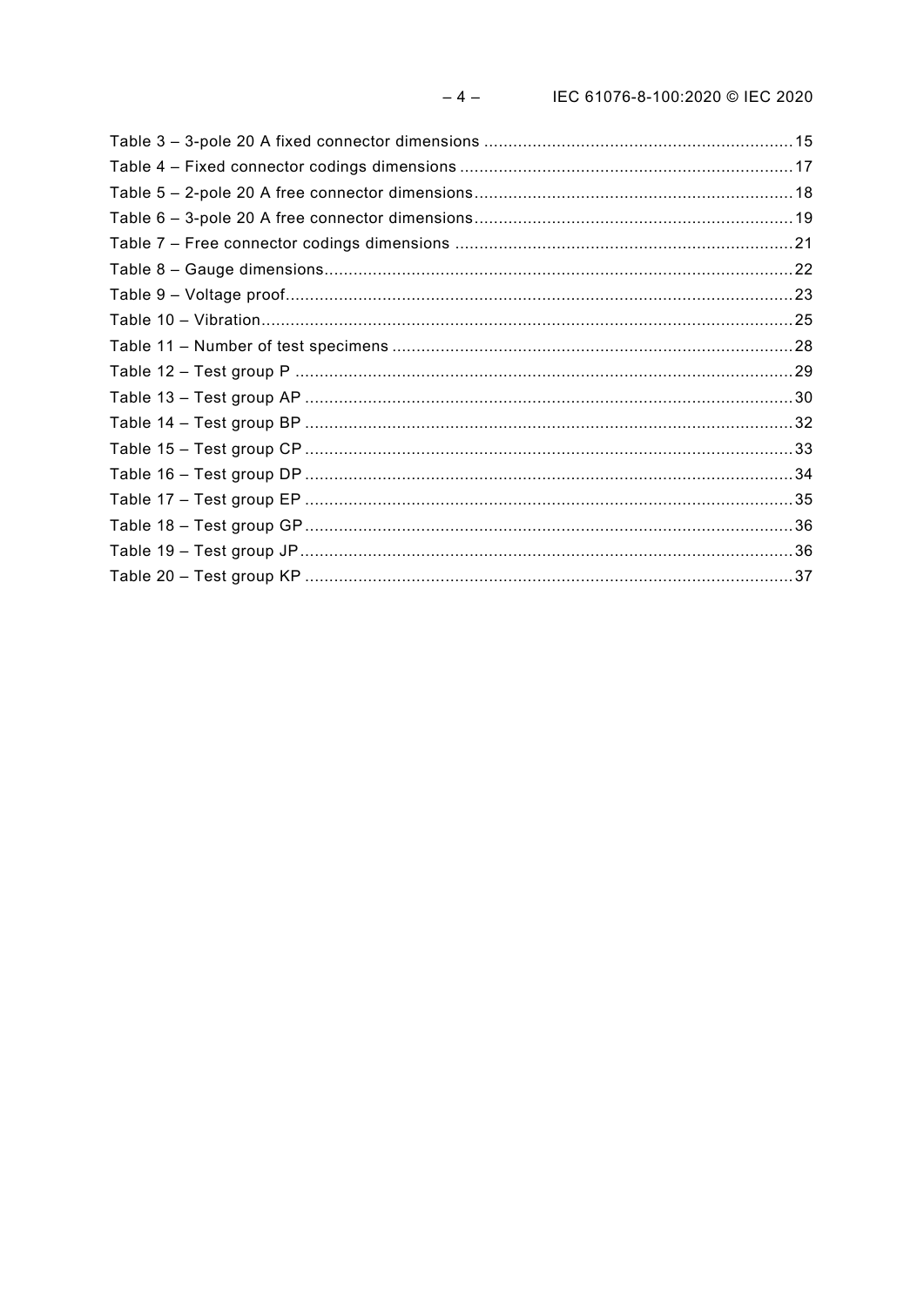Table 3 – 3-pole 20 A fixed connector dimensions ....................................................................15
Table 4 – Fixed connector codings dimensions .........................................................................17
Table 5 – 2-pole 20 A free connector dimensions.......................................................................18
Table 6 – 3-pole 20 A free connector dimensions.......................................................................19
Table 7 – Free connector codings dimensions ...........................................................................21
Table 8 – Gauge dimensions.......................................................................................................22
Table 9 – Voltage proof...............................................................................................................23
Table 10 – Vibration....................................................................................................................25
Table 11 – Number of test specimens .........................................................................................28
Table 12 – Test group P ..............................................................................................................29
Table 13 – Test group AP ............................................................................................................30
Table 14 – Test group BP ............................................................................................................32
Table 15 – Test group CP ............................................................................................................33
Table 16 – Test group DP ............................................................................................................34
Table 17 – Test group EP ............................................................................................................35
Table 18 – Test group GP ............................................................................................................36
Table 19 – Test group JP .............................................................................................................36
Table 20 – Test group KP ............................................................................................................37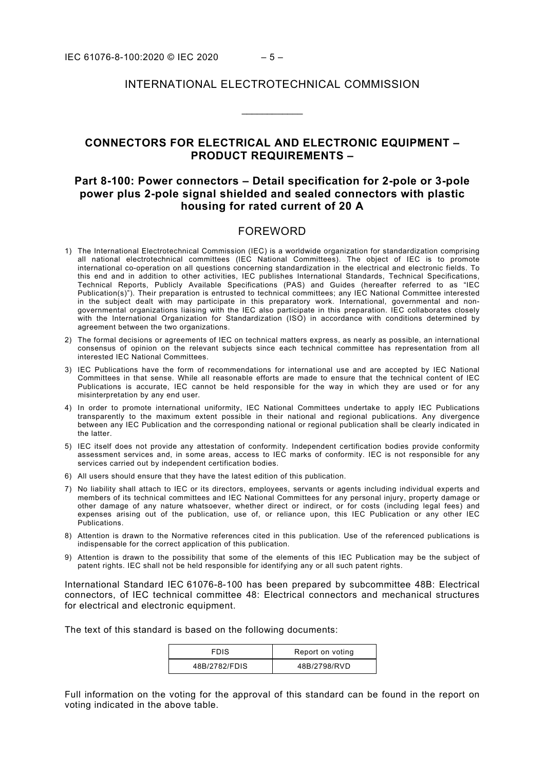# INTERNATIONAL ELECTROTECHNICAL COMMISSION

\_\_\_\_\_\_\_\_\_\_\_\_

## CONNECTORS FOR ELECTRICAL AND ELECTRONIC EQUIPMENT – PRODUCT REQUIREMENTS –

## Part 8-100: Power connectors – Detail specification for 2-pole or 3-pole power plus 2-pole signal shielded and sealed connectors with plastic housing for rated current of 20 A

## FOREWORD

1) The International Electrotechnical Commission (IEC) is a worldwide organization for standardization comprising all national electrotechnical committees (IEC National Committees). The object of IEC is to promote international co-operation on all questions concerning standardization in the electrical and electronic fields. To this end and in addition to other activities, IEC publishes International Standards, Technical Specifications, Technical Reports, Publicly Available Specifications (PAS) and Guides (hereafter referred to as "IEC Publication(s)"). Their preparation is entrusted to technical committees; any IEC National Committee interested in the subject dealt with may participate in this preparatory work. International, governmental and non-governmental organizations liaising with the IEC also participate in this preparation. IEC collaborates closely with the International Organization for Standardization (ISO) in accordance with conditions determined by agreement between the two organizations.
2) The formal decisions or agreements of IEC on technical matters express, as nearly as possible, an international consensus of opinion on the relevant subjects since each technical committee has representation from all interested IEC National Committees.
3) IEC Publications have the form of recommendations for international use and are accepted by IEC National Committees in that sense. While all reasonable efforts are made to ensure that the technical content of IEC Publications is accurate, IEC cannot be held responsible for the way in which they are used or for any misinterpretation by any end user.
4) In order to promote international uniformity, IEC National Committees undertake to apply IEC Publications transparently to the maximum extent possible in their national and regional publications. Any divergence between any IEC Publication and the corresponding national or regional publication shall be clearly indicated in the latter.
5) IEC itself does not provide any attestation of conformity. Independent certification bodies provide conformity assessment services and, in some areas, access to IEC marks of conformity. IEC is not responsible for any services carried out by independent certification bodies.
6) All users should ensure that they have the latest edition of this publication.
7) No liability shall attach to IEC or its directors, employees, servants or agents including individual experts and members of its technical committees and IEC National Committees for any personal injury, property damage or other damage of any nature whatsoever, whether direct or indirect, or for costs (including legal fees) and expenses arising out of the publication, use of, or reliance upon, this IEC Publication or any other IEC Publications.
8) Attention is drawn to the Normative references cited in this publication. Use of the referenced publications is indispensable for the correct application of this publication.
9) Attention is drawn to the possibility that some of the elements of this IEC Publication may be the subject of patent rights. IEC shall not be held responsible for identifying any or all such patent rights.

International Standard IEC 61076-8-100 has been prepared by subcommittee 48B: Electrical connectors, of IEC technical committee 48: Electrical connectors and mechanical structures for electrical and electronic equipment.

The text of this standard is based on the following documents:

| FDIS | Report on voting |
|---|---|
| 48B/2782/FDIS | 48B/2798/RVD |

Full information on the voting for the approval of this standard can be found in the report on voting indicated in the above table.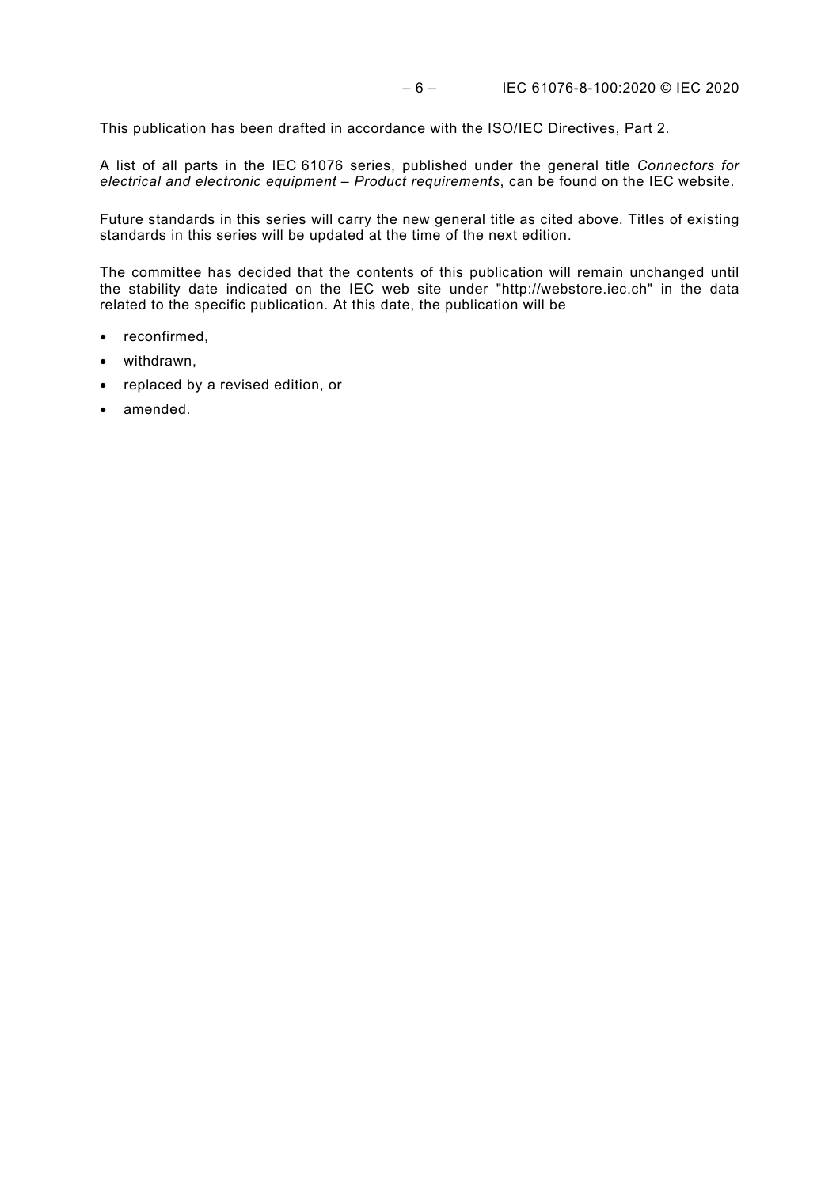This publication has been drafted in accordance with the ISO/IEC Directives, Part 2.

A list of all parts in the IEC 61076 series, published under the general title *Connectors for electrical and electronic equipment – Product requirements*, can be found on the IEC website.

Future standards in this series will carry the new general title as cited above. Titles of existing standards in this series will be updated at the time of the next edition.

The committee has decided that the contents of this publication will remain unchanged until the stability date indicated on the IEC web site under "http://webstore.iec.ch" in the data related to the specific publication. At this date, the publication will be

- reconfirmed,
- withdrawn,
- replaced by a revised edition, or
- amended.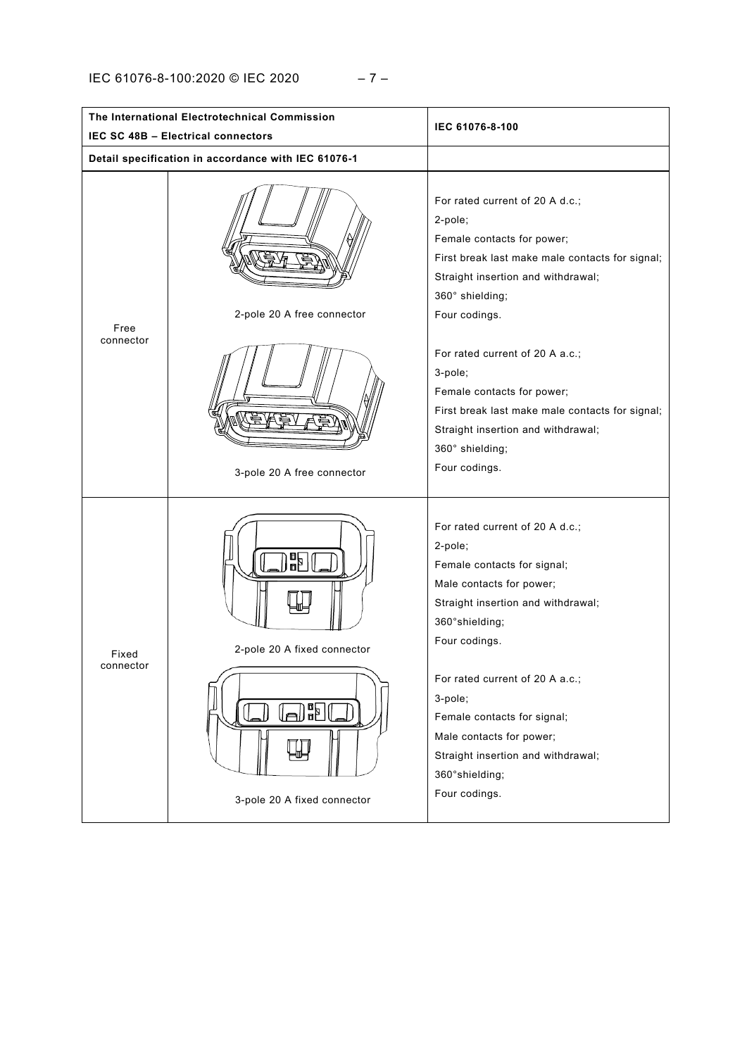| The International Electrotechnical Commission<br>IEC SC 48B – Electrical connectors | | IEC 61076-8-100 |
|---|---|---|
| Detail specification in accordance with IEC 61076-1 | | |
| Free connector | 2-pole 20 A free connector | For rated current of 20 A d.c.;<br>2-pole;<br>Female contacts for power;<br>First break last make male contacts for signal;<br>Straight insertion and withdrawal;<br>360° shielding;<br>Four codings. |
| | 3-pole 20 A free connector | For rated current of 20 A a.c.;<br>3-pole;<br>Female contacts for power;<br>First break last make male contacts for signal;<br>Straight insertion and withdrawal;<br>360° shielding;<br>Four codings. |
| Fixed connector | 2-pole 20 A fixed connector | For rated current of 20 A d.c.;<br>2-pole;<br>Female contacts for signal;<br>Male contacts for power;<br>Straight insertion and withdrawal;<br>360°shielding;<br>Four codings. |
| | 3-pole 20 A fixed connector | For rated current of 20 A a.c.;<br>3-pole;<br>Female contacts for signal;<br>Male contacts for power;<br>Straight insertion and withdrawal;<br>360°shielding;<br>Four codings. |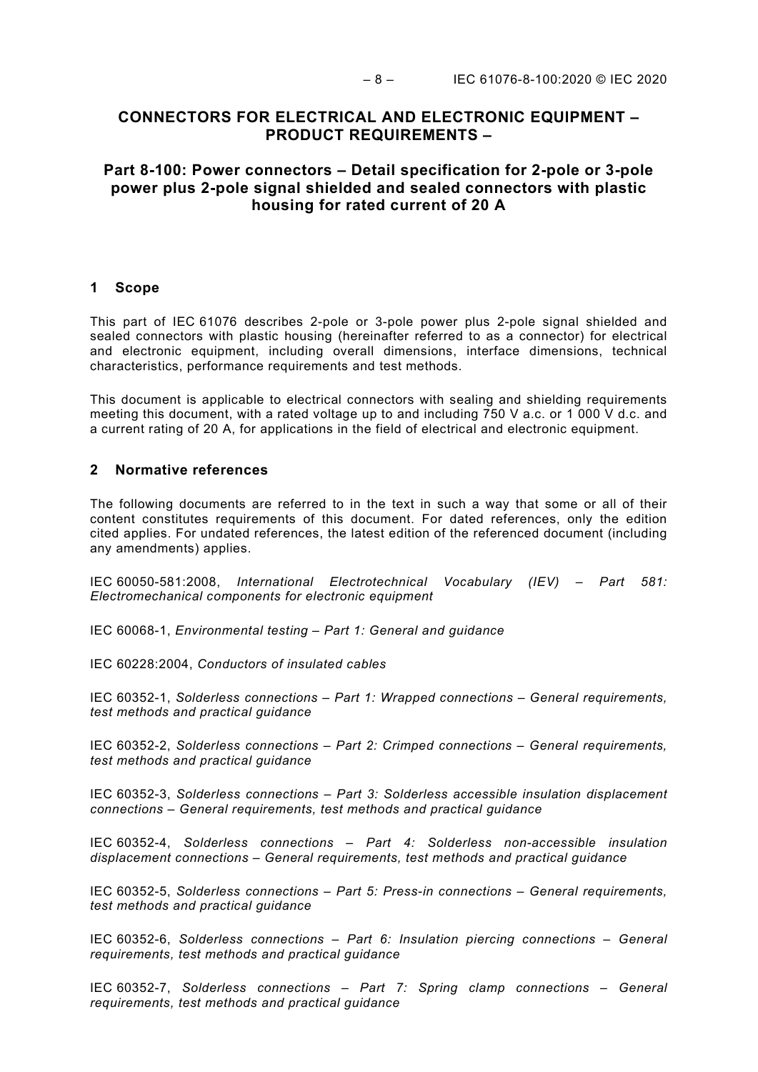# CONNECTORS FOR ELECTRICAL AND ELECTRONIC EQUIPMENT – PRODUCT REQUIREMENTS –

## Part 8-100: Power connectors – Detail specification for 2-pole or 3-pole power plus 2-pole signal shielded and sealed connectors with plastic housing for rated current of 20 A

## 1 Scope

This part of IEC 61076 describes 2-pole or 3-pole power plus 2-pole signal shielded and sealed connectors with plastic housing (hereinafter referred to as a connector) for electrical and electronic equipment, including overall dimensions, interface dimensions, technical characteristics, performance requirements and test methods.

This document is applicable to electrical connectors with sealing and shielding requirements meeting this document, with a rated voltage up to and including 750 V a.c. or 1 000 V d.c. and a current rating of 20 A, for applications in the field of electrical and electronic equipment.

## 2 Normative references

The following documents are referred to in the text in such a way that some or all of their content constitutes requirements of this document. For dated references, only the edition cited applies. For undated references, the latest edition of the referenced document (including any amendments) applies.

IEC 60050-581:2008, *International Electrotechnical Vocabulary (IEV) – Part 581: Electromechanical components for electronic equipment*

IEC 60068-1, *Environmental testing – Part 1: General and guidance*

IEC 60228:2004, *Conductors of insulated cables*

IEC 60352-1, *Solderless connections – Part 1: Wrapped connections – General requirements, test methods and practical guidance*

IEC 60352-2, *Solderless connections – Part 2: Crimped connections – General requirements, test methods and practical guidance*

IEC 60352-3, *Solderless connections – Part 3: Solderless accessible insulation displacement connections – General requirements, test methods and practical guidance*

IEC 60352-4, *Solderless connections – Part 4: Solderless non-accessible insulation displacement connections – General requirements, test methods and practical guidance*

IEC 60352-5, *Solderless connections – Part 5: Press-in connections – General requirements, test methods and practical guidance*

IEC 60352-6, *Solderless connections – Part 6: Insulation piercing connections – General requirements, test methods and practical guidance*

IEC 60352-7, *Solderless connections – Part 7: Spring clamp connections – General requirements, test methods and practical guidance*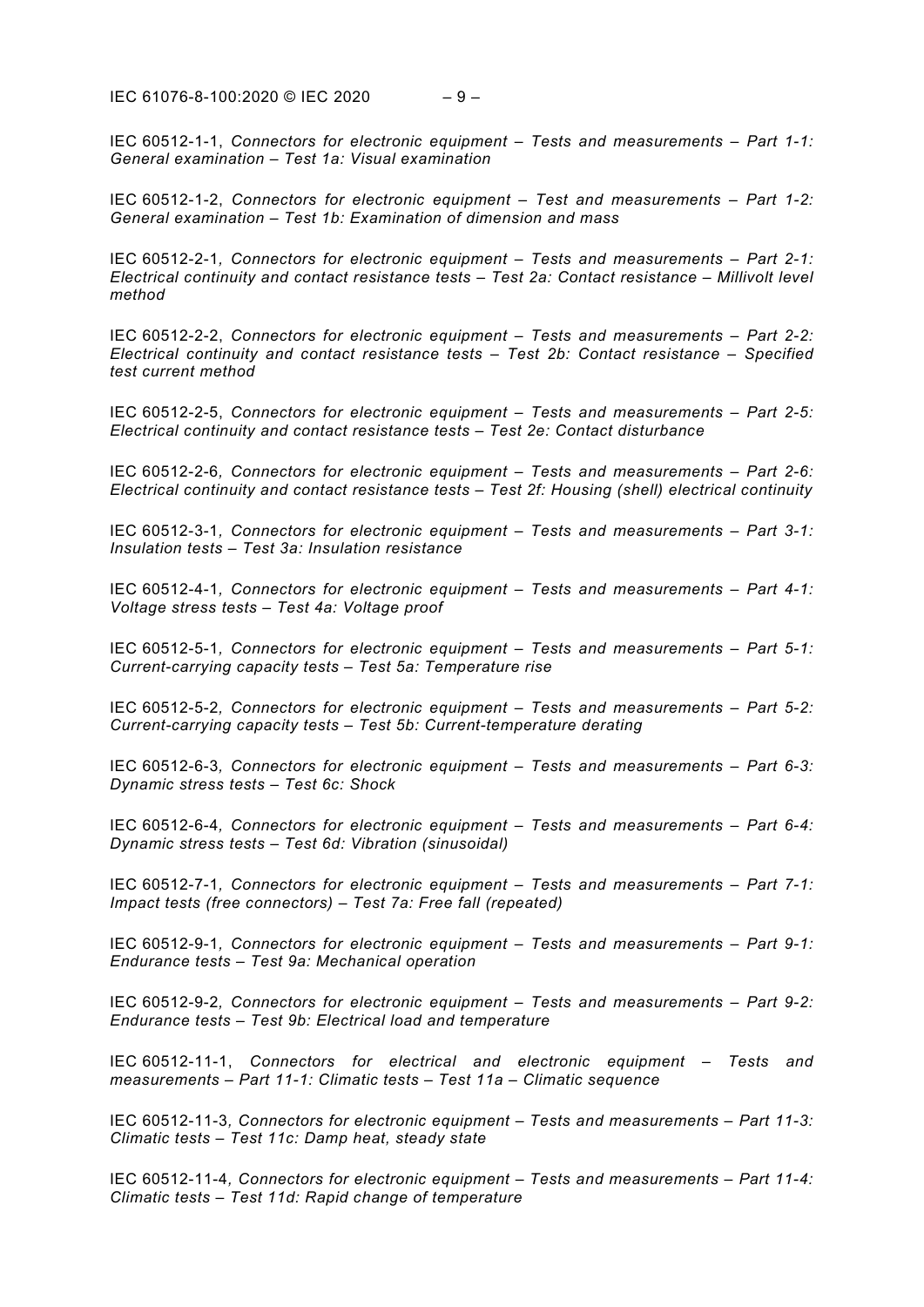IEC 60512-1-1, *Connectors for electronic equipment – Tests and measurements – Part 1-1: General examination – Test 1a: Visual examination*

IEC 60512-1-2, *Connectors for electronic equipment – Test and measurements – Part 1-2: General examination – Test 1b: Examination of dimension and mass*

IEC 60512-2-1, *Connectors for electronic equipment – Tests and measurements – Part 2-1: Electrical continuity and contact resistance tests – Test 2a: Contact resistance – Millivolt level method*

IEC 60512-2-2, *Connectors for electronic equipment – Tests and measurements – Part 2-2: Electrical continuity and contact resistance tests – Test 2b: Contact resistance – Specified test current method*

IEC 60512-2-5, *Connectors for electronic equipment – Tests and measurements – Part 2-5: Electrical continuity and contact resistance tests – Test 2e: Contact disturbance*

IEC 60512-2-6, *Connectors for electronic equipment – Tests and measurements – Part 2-6: Electrical continuity and contact resistance tests – Test 2f: Housing (shell) electrical continuity*

IEC 60512-3-1, *Connectors for electronic equipment – Tests and measurements – Part 3-1: Insulation tests – Test 3a: Insulation resistance*

IEC 60512-4-1, *Connectors for electronic equipment – Tests and measurements – Part 4-1: Voltage stress tests – Test 4a: Voltage proof*

IEC 60512-5-1, *Connectors for electronic equipment – Tests and measurements – Part 5-1: Current-carrying capacity tests – Test 5a: Temperature rise*

IEC 60512-5-2, *Connectors for electronic equipment – Tests and measurements – Part 5-2: Current-carrying capacity tests – Test 5b: Current-temperature derating*

IEC 60512-6-3, *Connectors for electronic equipment – Tests and measurements – Part 6-3: Dynamic stress tests – Test 6c: Shock*

IEC 60512-6-4, *Connectors for electronic equipment – Tests and measurements – Part 6-4: Dynamic stress tests – Test 6d: Vibration (sinusoidal)*

IEC 60512-7-1, *Connectors for electronic equipment – Tests and measurements – Part 7-1: Impact tests (free connectors) – Test 7a: Free fall (repeated)*

IEC 60512-9-1, *Connectors for electronic equipment – Tests and measurements – Part 9-1: Endurance tests – Test 9a: Mechanical operation*

IEC 60512-9-2, *Connectors for electronic equipment – Tests and measurements – Part 9-2: Endurance tests – Test 9b: Electrical load and temperature*

IEC 60512-11-1, *Connectors for electrical and electronic equipment – Tests and measurements – Part 11-1: Climatic tests – Test 11a – Climatic sequence*

IEC 60512-11-3, *Connectors for electronic equipment – Tests and measurements – Part 11-3: Climatic tests – Test 11c: Damp heat, steady state*

IEC 60512-11-4, *Connectors for electronic equipment – Tests and measurements – Part 11-4: Climatic tests – Test 11d: Rapid change of temperature*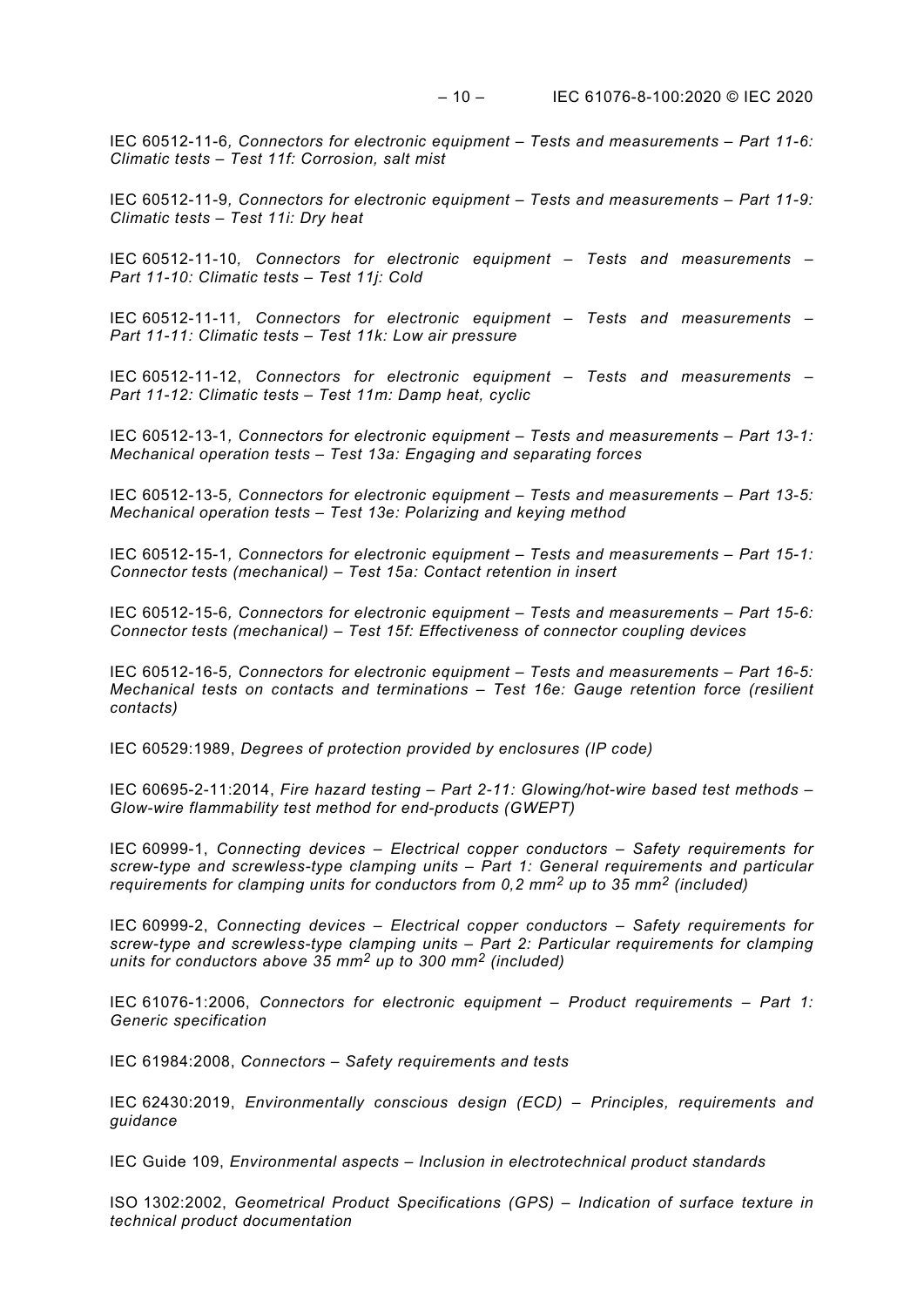IEC 60512-11-6, *Connectors for electronic equipment – Tests and measurements – Part 11-6: Climatic tests – Test 11f: Corrosion, salt mist*

IEC 60512-11-9, *Connectors for electronic equipment – Tests and measurements – Part 11-9: Climatic tests – Test 11i: Dry heat*

IEC 60512-11-10, *Connectors for electronic equipment – Tests and measurements – Part 11-10: Climatic tests – Test 11j: Cold*

IEC 60512-11-11, *Connectors for electronic equipment – Tests and measurements – Part 11-11: Climatic tests – Test 11k: Low air pressure*

IEC 60512-11-12, *Connectors for electronic equipment – Tests and measurements – Part 11-12: Climatic tests – Test 11m: Damp heat, cyclic*

IEC 60512-13-1, *Connectors for electronic equipment – Tests and measurements – Part 13-1: Mechanical operation tests – Test 13a: Engaging and separating forces*

IEC 60512-13-5, *Connectors for electronic equipment – Tests and measurements – Part 13-5: Mechanical operation tests – Test 13e: Polarizing and keying method*

IEC 60512-15-1, *Connectors for electronic equipment – Tests and measurements – Part 15-1: Connector tests (mechanical) – Test 15a: Contact retention in insert*

IEC 60512-15-6, *Connectors for electronic equipment – Tests and measurements – Part 15-6: Connector tests (mechanical) – Test 15f: Effectiveness of connector coupling devices*

IEC 60512-16-5, *Connectors for electronic equipment – Tests and measurements – Part 16-5: Mechanical tests on contacts and terminations – Test 16e: Gauge retention force (resilient contacts)*

IEC 60529:1989, *Degrees of protection provided by enclosures (IP code)*

IEC 60695-2-11:2014, *Fire hazard testing – Part 2-11: Glowing/hot-wire based test methods – Glow-wire flammability test method for end-products (GWEPT)*

IEC 60999-1, *Connecting devices – Electrical copper conductors – Safety requirements for screw-type and screwless-type clamping units – Part 1: General requirements and particular requirements for clamping units for conductors from 0,2 mm$^2$ up to 35 mm$^2$ (included)*

IEC 60999-2, *Connecting devices – Electrical copper conductors – Safety requirements for screw-type and screwless-type clamping units – Part 2: Particular requirements for clamping units for conductors above 35 mm$^2$ up to 300 mm$^2$ (included)*

IEC 61076-1:2006, *Connectors for electronic equipment – Product requirements – Part 1: Generic specification*

IEC 61984:2008, *Connectors – Safety requirements and tests*

IEC 62430:2019, *Environmentally conscious design (ECD) – Principles, requirements and guidance*

IEC Guide 109, *Environmental aspects – Inclusion in electrotechnical product standards*

ISO 1302:2002, *Geometrical Product Specifications (GPS) – Indication of surface texture in technical product documentation*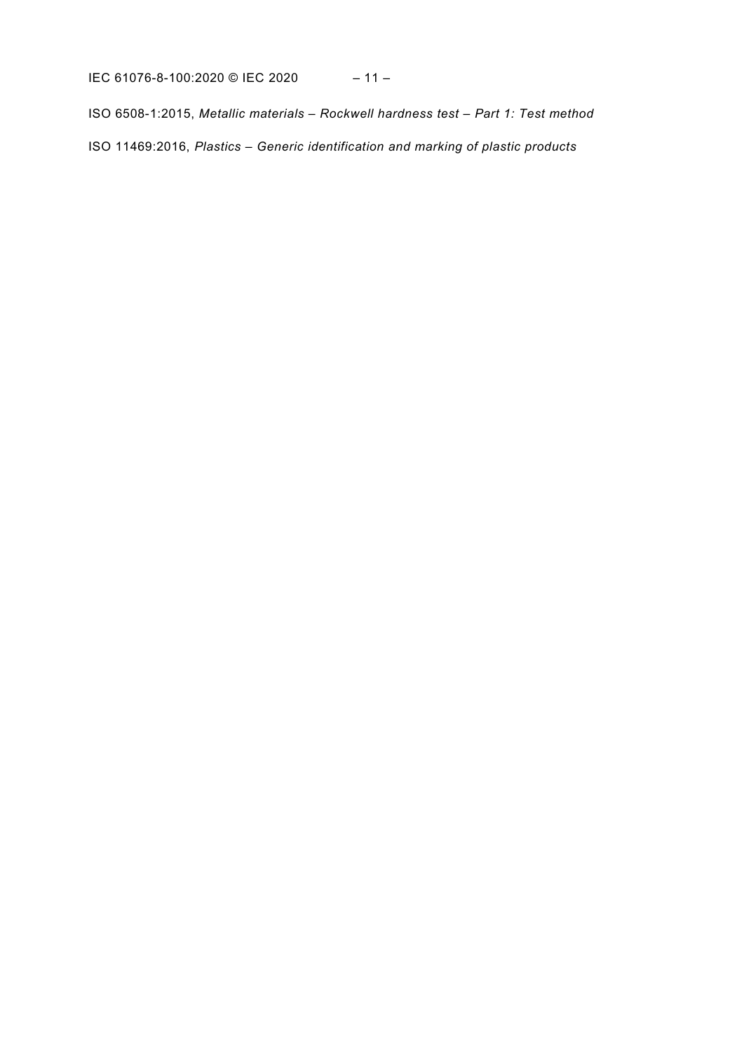ISO 6508-1:2015, *Metallic materials – Rockwell hardness test – Part 1: Test method*

ISO 11469:2016, *Plastics – Generic identification and marking of plastic products*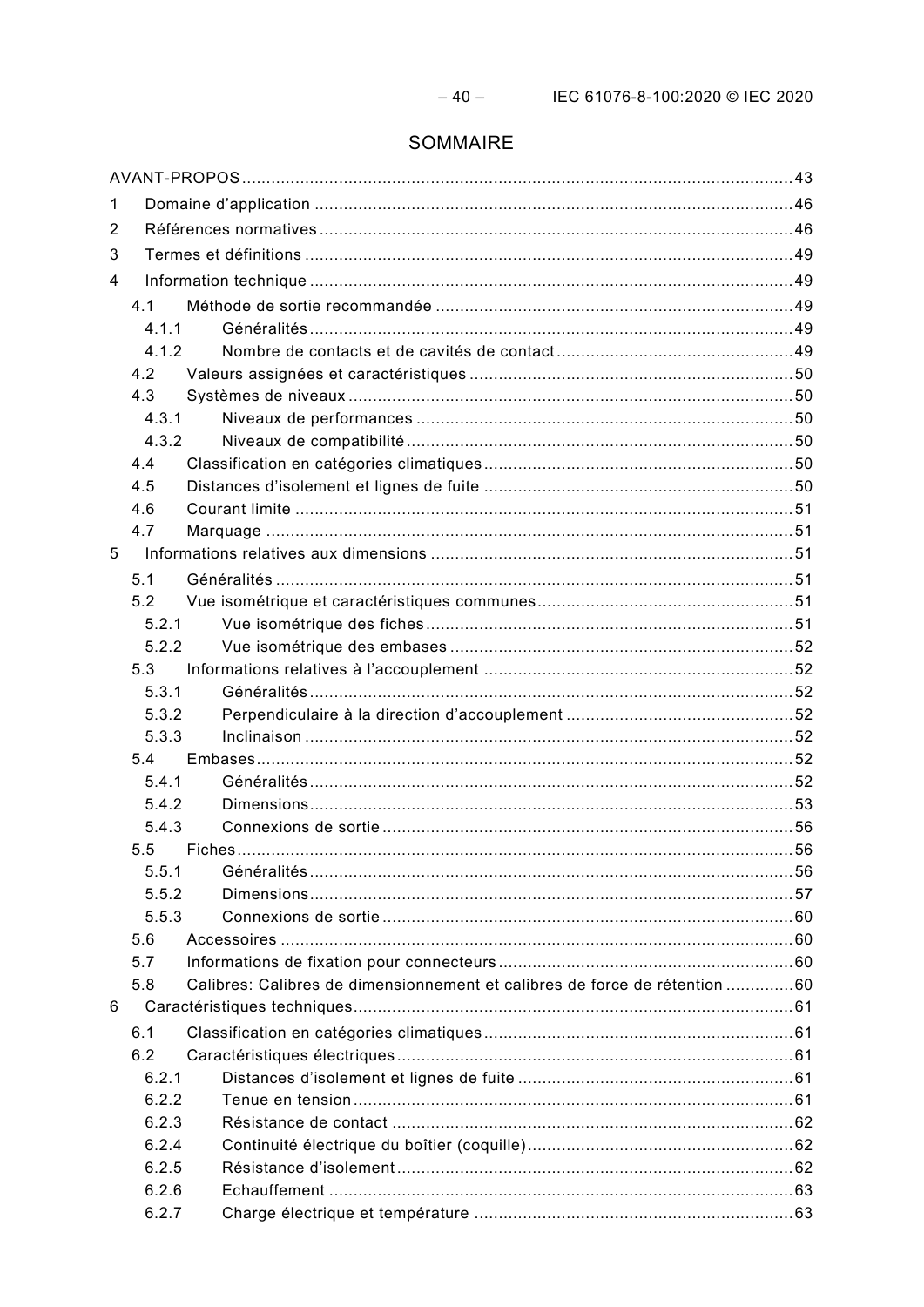# SOMMAIRE

AVANT-PROPOS ... 43
1 Domaine d'application ... 46
2 Références normatives ... 46
3 Termes et définitions ... 49
4 Information technique ... 49
- 4.1 Méthode de sortie recommandée ... 49
  - 4.1.1 Généralités ... 49
  - 4.1.2 Nombre de contacts et de cavités de contact ... 49
- 4.2 Valeurs assignées et caractéristiques ... 50
- 4.3 Systèmes de niveaux ... 50
  - 4.3.1 Niveaux de performances ... 50
  - 4.3.2 Niveaux de compatibilité ... 50
- 4.4 Classification en catégories climatiques ... 50
- 4.5 Distances d'isolement et lignes de fuite ... 50
- 4.6 Courant limite ... 51
- 4.7 Marquage ... 51

5 Informations relatives aux dimensions ... 51
- 5.1 Généralités ... 51
- 5.2 Vue isométrique et caractéristiques communes ... 51
  - 5.2.1 Vue isométrique des fiches ... 51
  - 5.2.2 Vue isométrique des embases ... 52
- 5.3 Informations relatives à l'accouplement ... 52
  - 5.3.1 Généralités ... 52
  - 5.3.2 Perpendiculaire à la direction d'accouplement ... 52
  - 5.3.3 Inclinaison ... 52
- 5.4 Embases ... 52
  - 5.4.1 Généralités ... 52
  - 5.4.2 Dimensions ... 53
  - 5.4.3 Connexions de sortie ... 56
- 5.5 Fiches ... 56
  - 5.5.1 Généralités ... 56
  - 5.5.2 Dimensions ... 57
  - 5.5.3 Connexions de sortie ... 60
- 5.6 Accessoires ... 60
- 5.7 Informations de fixation pour connecteurs ... 60
- 5.8 Calibres: Calibres de dimensionnement et calibres de force de rétention ... 60

6 Caractéristiques techniques ... 61
- 6.1 Classification en catégories climatiques ... 61
- 6.2 Caractéristiques électriques ... 61
  - 6.2.1 Distances d'isolement et lignes de fuite ... 61
  - 6.2.2 Tenue en tension ... 61
  - 6.2.3 Résistance de contact ... 62
  - 6.2.4 Continuité électrique du boîtier (coquille) ... 62
  - 6.2.5 Résistance d'isolement ... 62
  - 6.2.6 Echauffement ... 63
  - 6.2.7 Charge électrique et température ... 63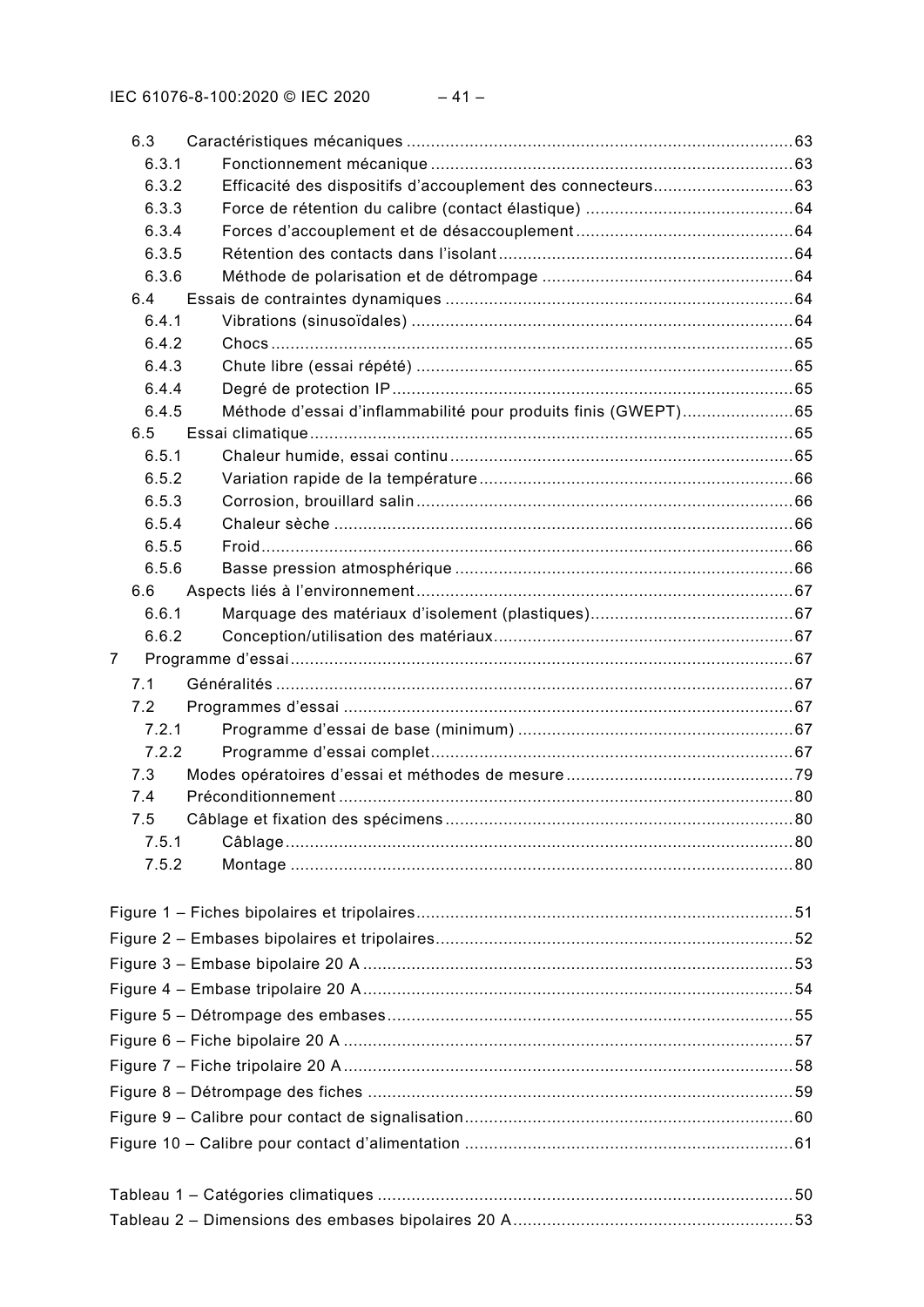6.3 Caractéristiques mécaniques ....................................................................................63
6.3.1 Fonctionnement mécanique ..............................................................................63
6.3.2 Efficacité des dispositifs d'accouplement des connecteurs..............................63
6.3.3 Force de rétention du calibre (contact élastique) .............................................64
6.3.4 Forces d'accouplement et de désaccouplement...............................................64
6.3.5 Rétention des contacts dans l'isolant...............................................................64
6.3.6 Méthode de polarisation et de détrompage ......................................................64
6.4 Essais de contraintes dynamiques ............................................................................64
6.4.1 Vibrations (sinusoïdales) ..................................................................................64
6.4.2 Chocs ...............................................................................................................65
6.4.3 Chute libre (essai répété) .................................................................................65
6.4.4 Degré de protection IP .....................................................................................65
6.4.5 Méthode d'essai d'inflammabilité pour produits finis (GWEPT)........................65
6.5 Essai climatique.........................................................................................................65
6.5.1 Chaleur humide, essai continu .........................................................................65
6.5.2 Variation rapide de la température....................................................................66
6.5.3 Corrosion, brouillard salin.................................................................................66
6.5.4 Chaleur sèche ..................................................................................................66
6.5.5 Froid.................................................................................................................66
6.5.6 Basse pression atmosphérique ........................................................................66
6.6 Aspects liés à l'environnement..................................................................................67
6.6.1 Marquage des matériaux d'isolement (plastiques)............................................67
6.6.2 Conception/utilisation des matériaux................................................................67

7 Programme d'essai...........................................................................................................67
7.1 Généralités ................................................................................................................67
7.2 Programmes d'essai ..................................................................................................67
7.2.1 Programme d'essai de base (minimum) ...........................................................67
7.2.2 Programme d'essai complet.............................................................................67
7.3 Modes opératoires d'essai et méthodes de mesure...................................................79
7.4 Préconditionnement ...................................................................................................80
7.5 Câblage et fixation des spécimens.............................................................................80
7.5.1 Câblage............................................................................................................80
7.5.2 Montage ...........................................................................................................80

Figure 1 – Fiches bipolaires et tripolaires.................................................................................51
Figure 2 – Embases bipolaires et tripolaires.............................................................................52
Figure 3 – Embase bipolaire 20 A ............................................................................................53
Figure 4 – Embase tripolaire 20 A............................................................................................54
Figure 5 – Détrompage des embases.......................................................................................55
Figure 6 – Fiche bipolaire 20 A ................................................................................................57
Figure 7 – Fiche tripolaire 20 A................................................................................................58
Figure 8 – Détrompage des fiches ...........................................................................................59
Figure 9 – Calibre pour contact de signalisation.......................................................................60
Figure 10 – Calibre pour contact d'alimentation .......................................................................61

Tableau 1 – Catégories climatiques .........................................................................................50
Tableau 2 – Dimensions des embases bipolaires 20 A.............................................................53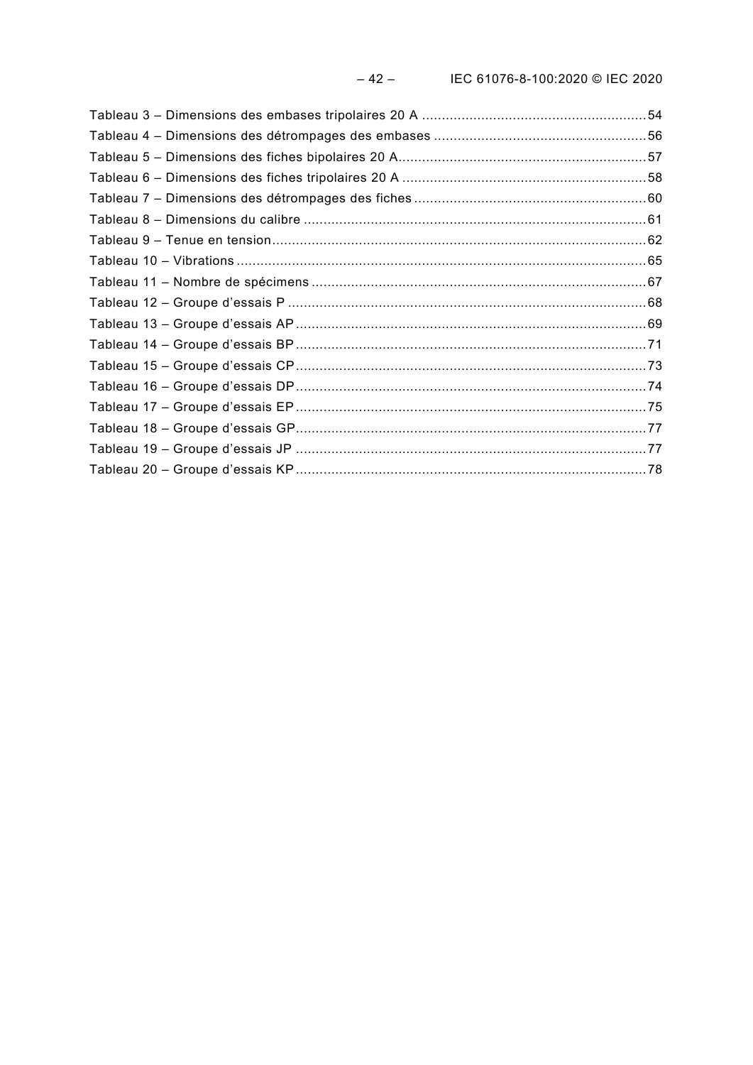Tableau 3 – Dimensions des embases tripolaires 20 A ........................................................ 54
Tableau 4 – Dimensions des détrompages des embases ..................................................... 56
Tableau 5 – Dimensions des fiches bipolaires 20 A.............................................................. 57
Tableau 6 – Dimensions des fiches tripolaires 20 A ............................................................. 58
Tableau 7 – Dimensions des détrompages des fiches .......................................................... 60
Tableau 8 – Dimensions du calibre ...................................................................................... 61
Tableau 9 – Tenue en tension.............................................................................................. 62
Tableau 10 – Vibrations ....................................................................................................... 65
Tableau 11 – Nombre de spécimens .................................................................................... 67
Tableau 12 – Groupe d’essais P .......................................................................................... 68
Tableau 13 – Groupe d’essais AP ........................................................................................ 69
Tableau 14 – Groupe d’essais BP ........................................................................................ 71
Tableau 15 – Groupe d’essais CP ........................................................................................ 73
Tableau 16 – Groupe d’essais DP ........................................................................................ 74
Tableau 17 – Groupe d’essais EP ........................................................................................ 75
Tableau 18 – Groupe d’essais GP ........................................................................................ 77
Tableau 19 – Groupe d’essais JP ........................................................................................ 77
Tableau 20 – Groupe d’essais KP ........................................................................................ 78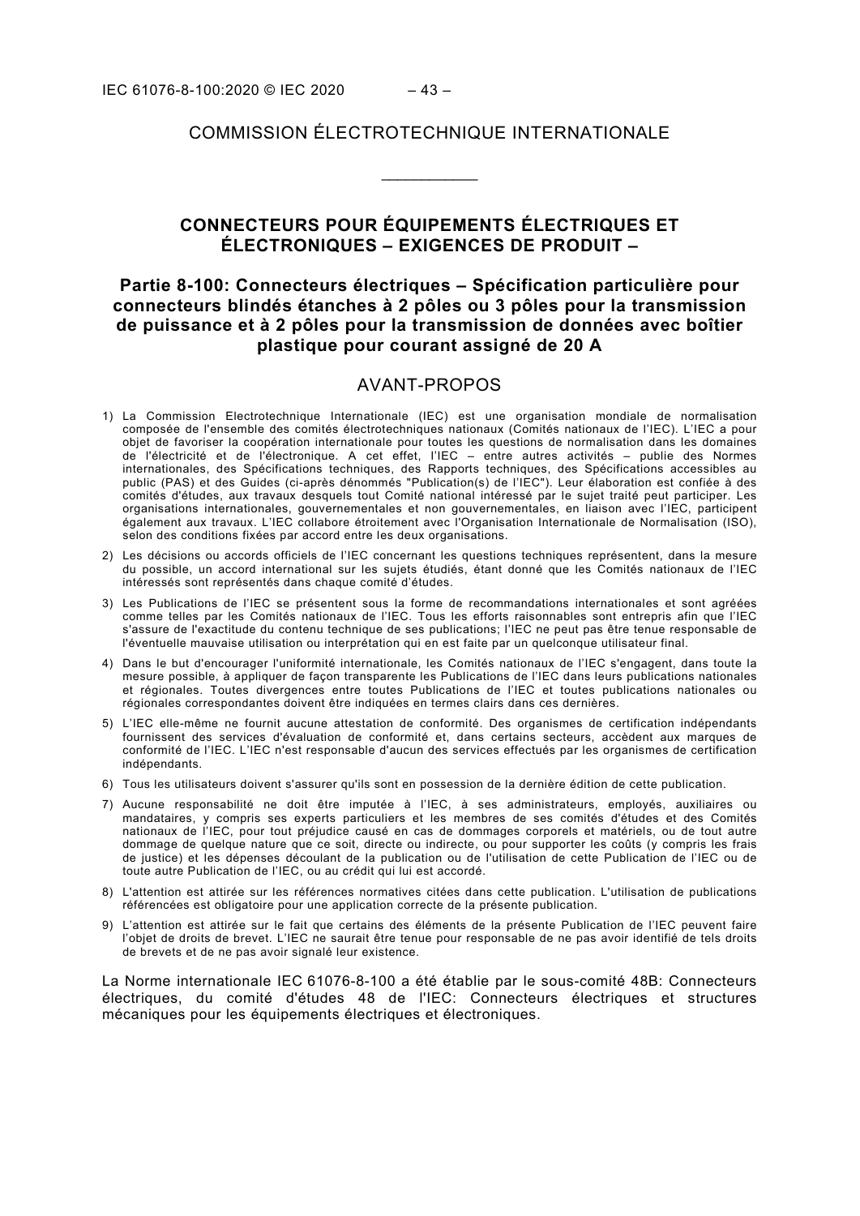# COMMISSION ÉLECTROTECHNIQUE INTERNATIONALE

\_\_\_\_\_\_\_\_\_\_\_\_

## CONNECTEURS POUR ÉQUIPEMENTS ÉLECTRIQUES ET ÉLECTRONIQUES – EXIGENCES DE PRODUIT –

## Partie 8-100: Connecteurs électriques – Spécification particulière pour connecteurs blindés étanches à 2 pôles ou 3 pôles pour la transmission de puissance et à 2 pôles pour la transmission de données avec boîtier plastique pour courant assigné de 20 A

## AVANT-PROPOS

1) La Commission Electrotechnique Internationale (IEC) est une organisation mondiale de normalisation composée de l'ensemble des comités électrotechniques nationaux (Comités nationaux de l'IEC). L'IEC a pour objet de favoriser la coopération internationale pour toutes les questions de normalisation dans les domaines de l'électricité et de l'électronique. A cet effet, l'IEC – entre autres activités – publie des Normes internationales, des Spécifications techniques, des Rapports techniques, des Spécifications accessibles au public (PAS) et des Guides (ci-après dénommés "Publication(s) de l'IEC"). Leur élaboration est confiée à des comités d'études, aux travaux desquels tout Comité national intéressé par le sujet traité peut participer. Les organisations internationales, gouvernementales et non gouvernementales, en liaison avec l'IEC, participent également aux travaux. L'IEC collabore étroitement avec l'Organisation Internationale de Normalisation (ISO), selon des conditions fixées par accord entre les deux organisations.
2) Les décisions ou accords officiels de l'IEC concernant les questions techniques représentent, dans la mesure du possible, un accord international sur les sujets étudiés, étant donné que les Comités nationaux de l'IEC intéressés sont représentés dans chaque comité d'études.
3) Les Publications de l'IEC se présentent sous la forme de recommandations internationales et sont agréées comme telles par les Comités nationaux de l'IEC. Tous les efforts raisonnables sont entrepris afin que l'IEC s'assure de l'exactitude du contenu technique de ses publications; l'IEC ne peut pas être tenue responsable de l'éventuelle mauvaise utilisation ou interprétation qui en est faite par un quelconque utilisateur final.
4) Dans le but d'encourager l'uniformité internationale, les Comités nationaux de l'IEC s'engagent, dans toute la mesure possible, à appliquer de façon transparente les Publications de l'IEC dans leurs publications nationales et régionales. Toutes divergences entre toutes Publications de l'IEC et toutes publications nationales ou régionales correspondantes doivent être indiquées en termes clairs dans ces dernières.
5) L'IEC elle-même ne fournit aucune attestation de conformité. Des organismes de certification indépendants fournissent des services d'évaluation de conformité et, dans certains secteurs, accèdent aux marques de conformité de l'IEC. L'IEC n'est responsable d'aucun des services effectués par les organismes de certification indépendants.
6) Tous les utilisateurs doivent s'assurer qu'ils sont en possession de la dernière édition de cette publication.
7) Aucune responsabilité ne doit être imputée à l'IEC, à ses administrateurs, employés, auxiliaires ou mandataires, y compris ses experts particuliers et les membres de ses comités d'études et des Comités nationaux de l'IEC, pour tout préjudice causé en cas de dommages corporels et matériels, ou de tout autre dommage de quelque nature que ce soit, directe ou indirecte, ou pour supporter les coûts (y compris les frais de justice) et les dépenses découlant de la publication ou de l'utilisation de cette Publication de l'IEC ou de toute autre Publication de l'IEC, ou au crédit qui lui est accordé.
8) L'attention est attirée sur les références normatives citées dans cette publication. L'utilisation de publications référencées est obligatoire pour une application correcte de la présente publication.
9) L'attention est attirée sur le fait que certains des éléments de la présente Publication de l'IEC peuvent faire l'objet de droits de brevet. L'IEC ne saurait être tenue pour responsable de ne pas avoir identifié de tels droits de brevets et de ne pas avoir signalé leur existence.

La Norme internationale IEC 61076-8-100 a été établie par le sous-comité 48B: Connecteurs électriques, du comité d'études 48 de l'IEC: Connecteurs électriques et structures mécaniques pour les équipements électriques et électroniques.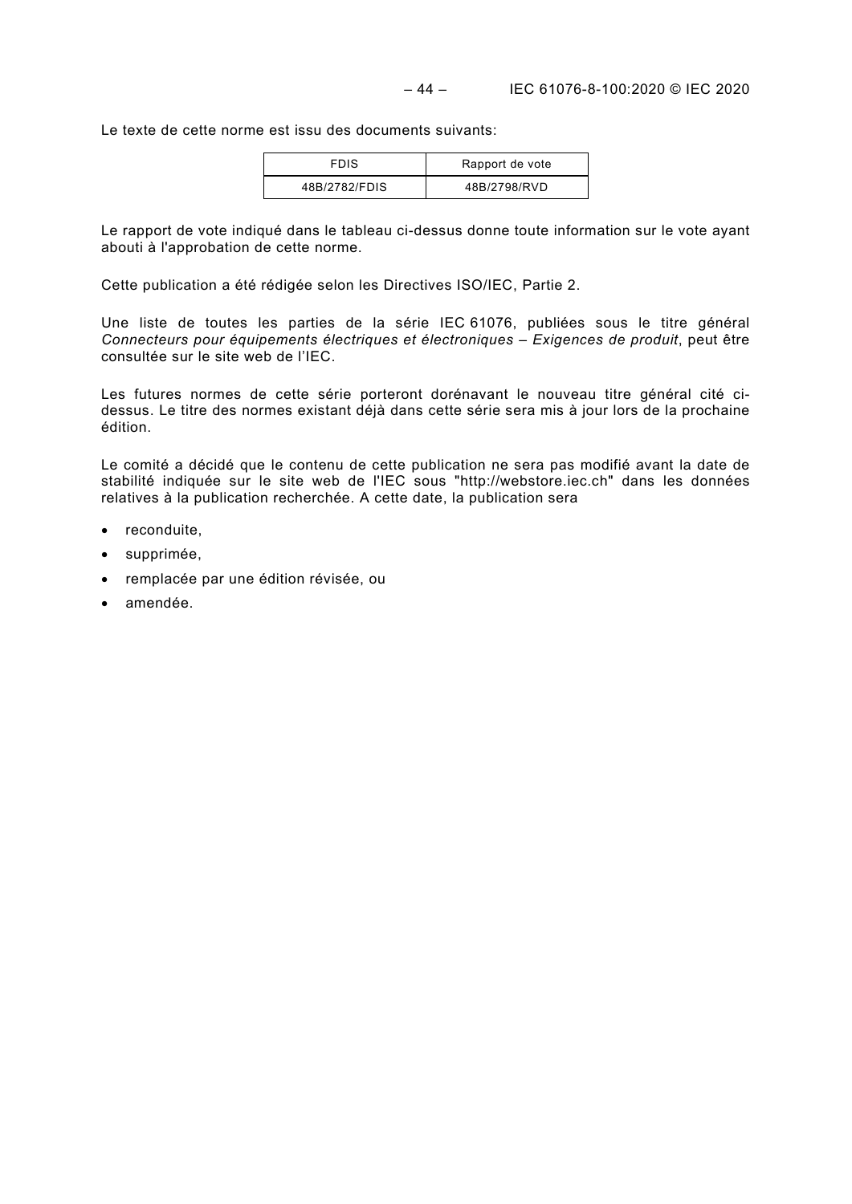Le texte de cette norme est issu des documents suivants:

| FDIS | Rapport de vote |
| --- | --- |
| 48B/2782/FDIS | 48B/2798/RVD |

Le rapport de vote indiqué dans le tableau ci-dessus donne toute information sur le vote ayant abouti à l'approbation de cette norme.

Cette publication a été rédigée selon les Directives ISO/IEC, Partie 2.

Une liste de toutes les parties de la série IEC 61076, publiées sous le titre général *Connecteurs pour équipements électriques et électroniques – Exigences de produit*, peut être consultée sur le site web de l'IEC.

Les futures normes de cette série porteront dorénavant le nouveau titre général cité ci-dessus. Le titre des normes existant déjà dans cette série sera mis à jour lors de la prochaine édition.

Le comité a décidé que le contenu de cette publication ne sera pas modifié avant la date de stabilité indiquée sur le site web de l'IEC sous "http://webstore.iec.ch" dans les données relatives à la publication recherchée. A cette date, la publication sera

- reconduite,
- supprimée,
- remplacée par une édition révisée, ou
- amendée.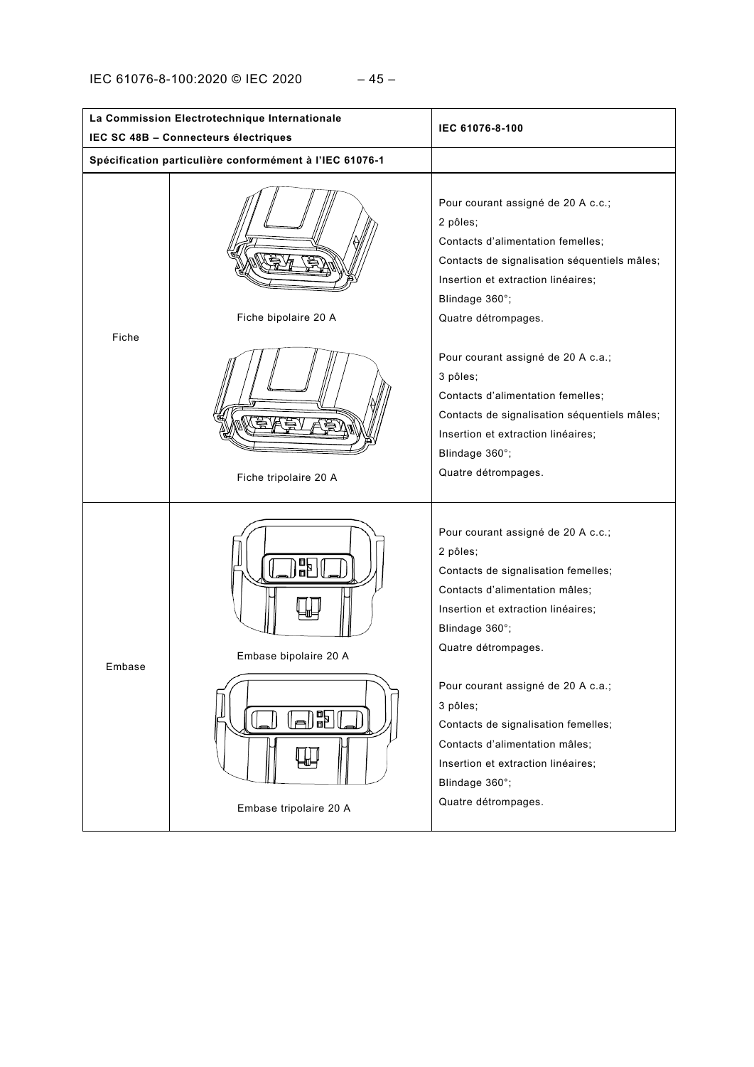| La Commission Electrotechnique Internationale<br>IEC SC 48B – Connecteurs électriques | | IEC 61076-8-100 |
|---|---|---|
| **Spécification particulière conformément à l'IEC 61076-1** | | |
| Fiche | Fiche bipolaire 20 A | Pour courant assigné de 20 A c.c.;<br>2 pôles;<br>Contacts d'alimentation femelles;<br>Contacts de signalisation séquentiels mâles;<br>Insertion et extraction linéaires;<br>Blindage 360°;<br>Quatre détrompages. |
| | Fiche tripolaire 20 A | Pour courant assigné de 20 A c.a.;<br>3 pôles;<br>Contacts d'alimentation femelles;<br>Contacts de signalisation séquentiels mâles;<br>Insertion et extraction linéaires;<br>Blindage 360°;<br>Quatre détrompages. |
| Embase | Embase bipolaire 20 A | Pour courant assigné de 20 A c.c.;<br>2 pôles;<br>Contacts de signalisation femelles;<br>Contacts d'alimentation mâles;<br>Insertion et extraction linéaires;<br>Blindage 360°;<br>Quatre détrompages. |
| | Embase tripolaire 20 A | Pour courant assigné de 20 A c.a.;<br>3 pôles;<br>Contacts de signalisation femelles;<br>Contacts d'alimentation mâles;<br>Insertion et extraction linéaires;<br>Blindage 360°;<br>Quatre détrompages. |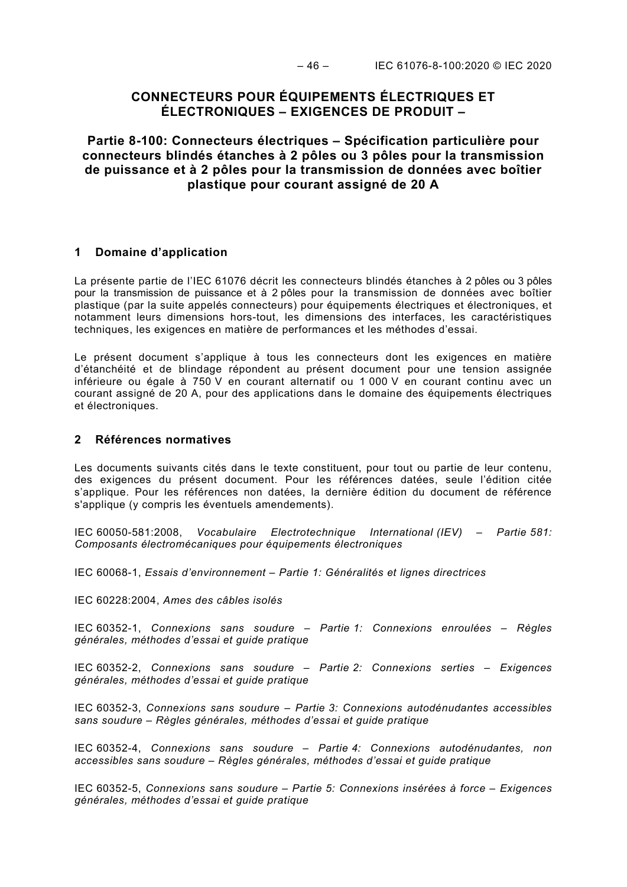# CONNECTEURS POUR ÉQUIPEMENTS ÉLECTRIQUES ET ÉLECTRONIQUES – EXIGENCES DE PRODUIT –

## Partie 8-100: Connecteurs électriques – Spécification particulière pour connecteurs blindés étanches à 2 pôles ou 3 pôles pour la transmission de puissance et à 2 pôles pour la transmission de données avec boîtier plastique pour courant assigné de 20 A

## 1 Domaine d'application

La présente partie de l'IEC 61076 décrit les connecteurs blindés étanches à 2 pôles ou 3 pôles pour la transmission de puissance et à 2 pôles pour la transmission de données avec boîtier plastique (par la suite appelés connecteurs) pour équipements électriques et électroniques, et notamment leurs dimensions hors-tout, les dimensions des interfaces, les caractéristiques techniques, les exigences en matière de performances et les méthodes d'essai.

Le présent document s'applique à tous les connecteurs dont les exigences en matière d'étanchéité et de blindage répondent au présent document pour une tension assignée inférieure ou égale à 750 V en courant alternatif ou 1 000 V en courant continu avec un courant assigné de 20 A, pour des applications dans le domaine des équipements électriques et électroniques.

## 2 Références normatives

Les documents suivants cités dans le texte constituent, pour tout ou partie de leur contenu, des exigences du présent document. Pour les références datées, seule l'édition citée s'applique. Pour les références non datées, la dernière édition du document de référence s'applique (y compris les éventuels amendements).

IEC 60050-581:2008, *Vocabulaire Electrotechnique International (IEV) – Partie 581: Composants électromécaniques pour équipements électroniques*

IEC 60068-1, *Essais d'environnement – Partie 1: Généralités et lignes directrices*

IEC 60228:2004, *Ames des câbles isolés*

IEC 60352-1, *Connexions sans soudure – Partie 1: Connexions enroulées – Règles générales, méthodes d'essai et guide pratique*

IEC 60352-2, *Connexions sans soudure – Partie 2: Connexions serties – Exigences générales, méthodes d'essai et guide pratique*

IEC 60352-3, *Connexions sans soudure – Partie 3: Connexions autodénudantes accessibles sans soudure – Règles générales, méthodes d'essai et guide pratique*

IEC 60352-4, *Connexions sans soudure – Partie 4: Connexions autodénudantes, non accessibles sans soudure – Règles générales, méthodes d'essai et guide pratique*

IEC 60352-5, *Connexions sans soudure – Partie 5: Connexions insérées à force – Exigences générales, méthodes d'essai et guide pratique*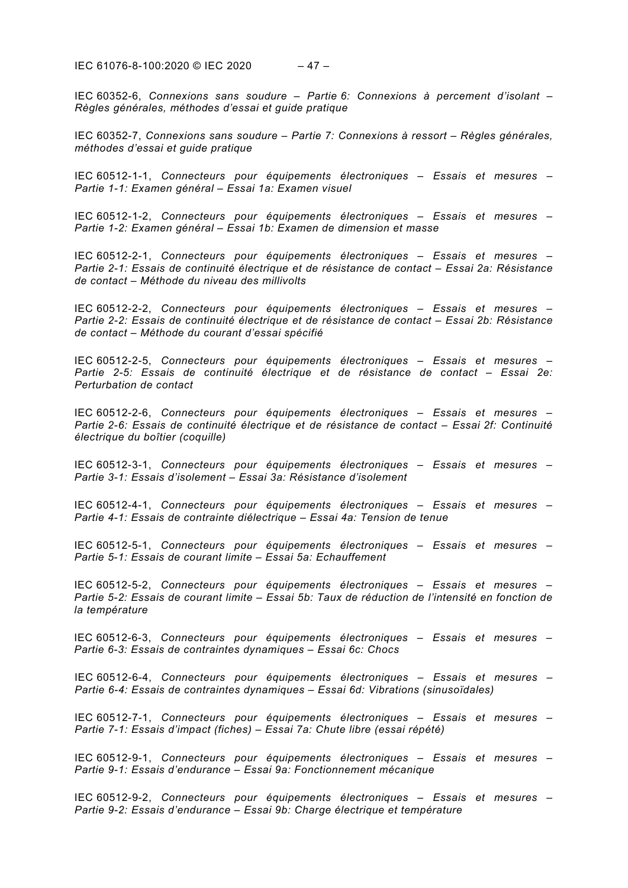IEC 60352-6, *Connexions sans soudure – Partie 6: Connexions à percement d'isolant – Règles générales, méthodes d'essai et guide pratique*

IEC 60352-7, *Connexions sans soudure – Partie 7: Connexions à ressort – Règles générales, méthodes d'essai et guide pratique*

IEC 60512-1-1, *Connecteurs pour équipements électroniques – Essais et mesures – Partie 1-1: Examen général – Essai 1a: Examen visuel*

IEC 60512-1-2, *Connecteurs pour équipements électroniques – Essais et mesures – Partie 1-2: Examen général – Essai 1b: Examen de dimension et masse*

IEC 60512-2-1, *Connecteurs pour équipements électroniques – Essais et mesures – Partie 2-1: Essais de continuité électrique et de résistance de contact – Essai 2a: Résistance de contact – Méthode du niveau des millivolts*

IEC 60512-2-2, *Connecteurs pour équipements électroniques – Essais et mesures – Partie 2-2: Essais de continuité électrique et de résistance de contact – Essai 2b: Résistance de contact – Méthode du courant d'essai spécifié*

IEC 60512-2-5, *Connecteurs pour équipements électroniques – Essais et mesures – Partie 2-5: Essais de continuité électrique et de résistance de contact – Essai 2e: Perturbation de contact*

IEC 60512-2-6, *Connecteurs pour équipements électroniques – Essais et mesures – Partie 2-6: Essais de continuité électrique et de résistance de contact – Essai 2f: Continuité électrique du boîtier (coquille)*

IEC 60512-3-1, *Connecteurs pour équipements électroniques – Essais et mesures – Partie 3-1: Essais d'isolement – Essai 3a: Résistance d'isolement*

IEC 60512-4-1, *Connecteurs pour équipements électroniques – Essais et mesures – Partie 4-1: Essais de contrainte diélectrique – Essai 4a: Tension de tenue*

IEC 60512-5-1, *Connecteurs pour équipements électroniques – Essais et mesures – Partie 5-1: Essais de courant limite – Essai 5a: Echauffement*

IEC 60512-5-2, *Connecteurs pour équipements électroniques – Essais et mesures – Partie 5-2: Essais de courant limite – Essai 5b: Taux de réduction de l'intensité en fonction de la température*

IEC 60512-6-3, *Connecteurs pour équipements électroniques – Essais et mesures – Partie 6-3: Essais de contraintes dynamiques – Essai 6c: Chocs*

IEC 60512-6-4, *Connecteurs pour équipements électroniques – Essais et mesures – Partie 6-4: Essais de contraintes dynamiques – Essai 6d: Vibrations (sinusoïdales)*

IEC 60512-7-1, *Connecteurs pour équipements électroniques – Essais et mesures – Partie 7-1: Essais d'impact (fiches) – Essai 7a: Chute libre (essai répété)*

IEC 60512-9-1, *Connecteurs pour équipements électroniques – Essais et mesures – Partie 9-1: Essais d'endurance – Essai 9a: Fonctionnement mécanique*

IEC 60512-9-2, *Connecteurs pour équipements électroniques – Essais et mesures – Partie 9-2: Essais d'endurance – Essai 9b: Charge électrique et température*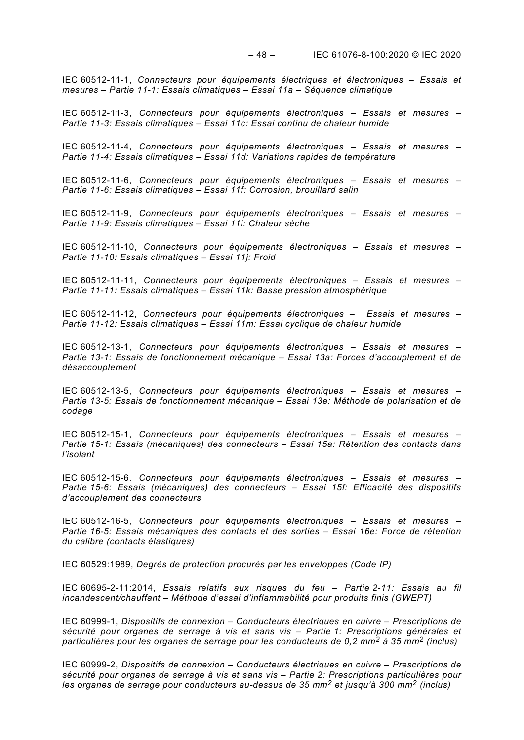IEC 60512-11-1, *Connecteurs pour équipements électriques et électroniques – Essais et mesures – Partie 11-1: Essais climatiques – Essai 11a – Séquence climatique*

IEC 60512-11-3, *Connecteurs pour équipements électroniques – Essais et mesures – Partie 11-3: Essais climatiques – Essai 11c: Essai continu de chaleur humide*

IEC 60512-11-4, *Connecteurs pour équipements électroniques – Essais et mesures – Partie 11-4: Essais climatiques – Essai 11d: Variations rapides de température*

IEC 60512-11-6, *Connecteurs pour équipements électroniques – Essais et mesures – Partie 11-6: Essais climatiques – Essai 11f: Corrosion, brouillard salin*

IEC 60512-11-9, *Connecteurs pour équipements électroniques – Essais et mesures – Partie 11-9: Essais climatiques – Essai 11i: Chaleur sèche*

IEC 60512-11-10, *Connecteurs pour équipements électroniques – Essais et mesures – Partie 11-10: Essais climatiques – Essai 11j: Froid*

IEC 60512-11-11, *Connecteurs pour équipements électroniques – Essais et mesures – Partie 11-11: Essais climatiques – Essai 11k: Basse pression atmosphérique*

IEC 60512-11-12, *Connecteurs pour équipements électroniques – Essais et mesures – Partie 11-12: Essais climatiques – Essai 11m: Essai cyclique de chaleur humide*

IEC 60512-13-1, *Connecteurs pour équipements électroniques – Essais et mesures – Partie 13-1: Essais de fonctionnement mécanique – Essai 13a: Forces d'accouplement et de désaccouplement*

IEC 60512-13-5, *Connecteurs pour équipements électroniques – Essais et mesures – Partie 13-5: Essais de fonctionnement mécanique – Essai 13e: Méthode de polarisation et de codage*

IEC 60512-15-1, *Connecteurs pour équipements électroniques – Essais et mesures – Partie 15-1: Essais (mécaniques) des connecteurs – Essai 15a: Rétention des contacts dans l'isolant*

IEC 60512-15-6, *Connecteurs pour équipements électroniques – Essais et mesures – Partie 15-6: Essais (mécaniques) des connecteurs – Essai 15f: Efficacité des dispositifs d'accouplement des connecteurs*

IEC 60512-16-5, *Connecteurs pour équipements électroniques – Essais et mesures – Partie 16-5: Essais mécaniques des contacts et des sorties – Essai 16e: Force de rétention du calibre (contacts élastiques)*

IEC 60529:1989, *Degrés de protection procurés par les enveloppes (Code IP)*

IEC 60695-2-11:2014, *Essais relatifs aux risques du feu – Partie 2-11: Essais au fil incandescent/chauffant – Méthode d'essai d'inflammabilité pour produits finis (GWEPT)*

IEC 60999-1, *Dispositifs de connexion – Conducteurs électriques en cuivre – Prescriptions de sécurité pour organes de serrage à vis et sans vis – Partie 1: Prescriptions générales et particulières pour les organes de serrage pour les conducteurs de 0,2 mm$^2$ à 35 mm$^2$ (inclus)*

IEC 60999-2, *Dispositifs de connexion – Conducteurs électriques en cuivre – Prescriptions de sécurité pour organes de serrage à vis et sans vis – Partie 2: Prescriptions particulières pour les organes de serrage pour conducteurs au-dessus de 35 mm$^2$ et jusqu'à 300 mm$^2$ (inclus)*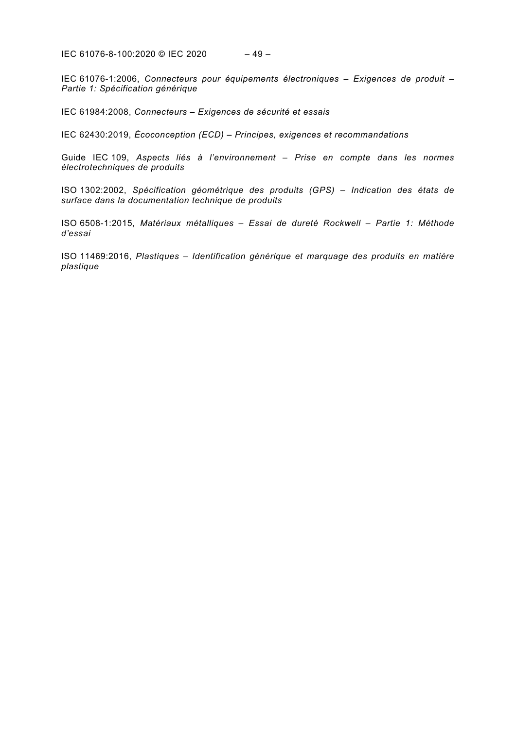IEC 61076-1:2006, *Connecteurs pour équipements électroniques – Exigences de produit – Partie 1: Spécification générique*

IEC 61984:2008, *Connecteurs – Exigences de sécurité et essais*

IEC 62430:2019, *Écoconception (ECD) – Principes, exigences et recommandations*

Guide IEC 109, *Aspects liés à l'environnement – Prise en compte dans les normes électrotechniques de produits*

ISO 1302:2002, *Spécification géométrique des produits (GPS) – Indication des états de surface dans la documentation technique de produits*

ISO 6508-1:2015, *Matériaux métalliques – Essai de dureté Rockwell – Partie 1: Méthode d'essai*

ISO 11469:2016, *Plastiques – Identification générique et marquage des produits en matière plastique*